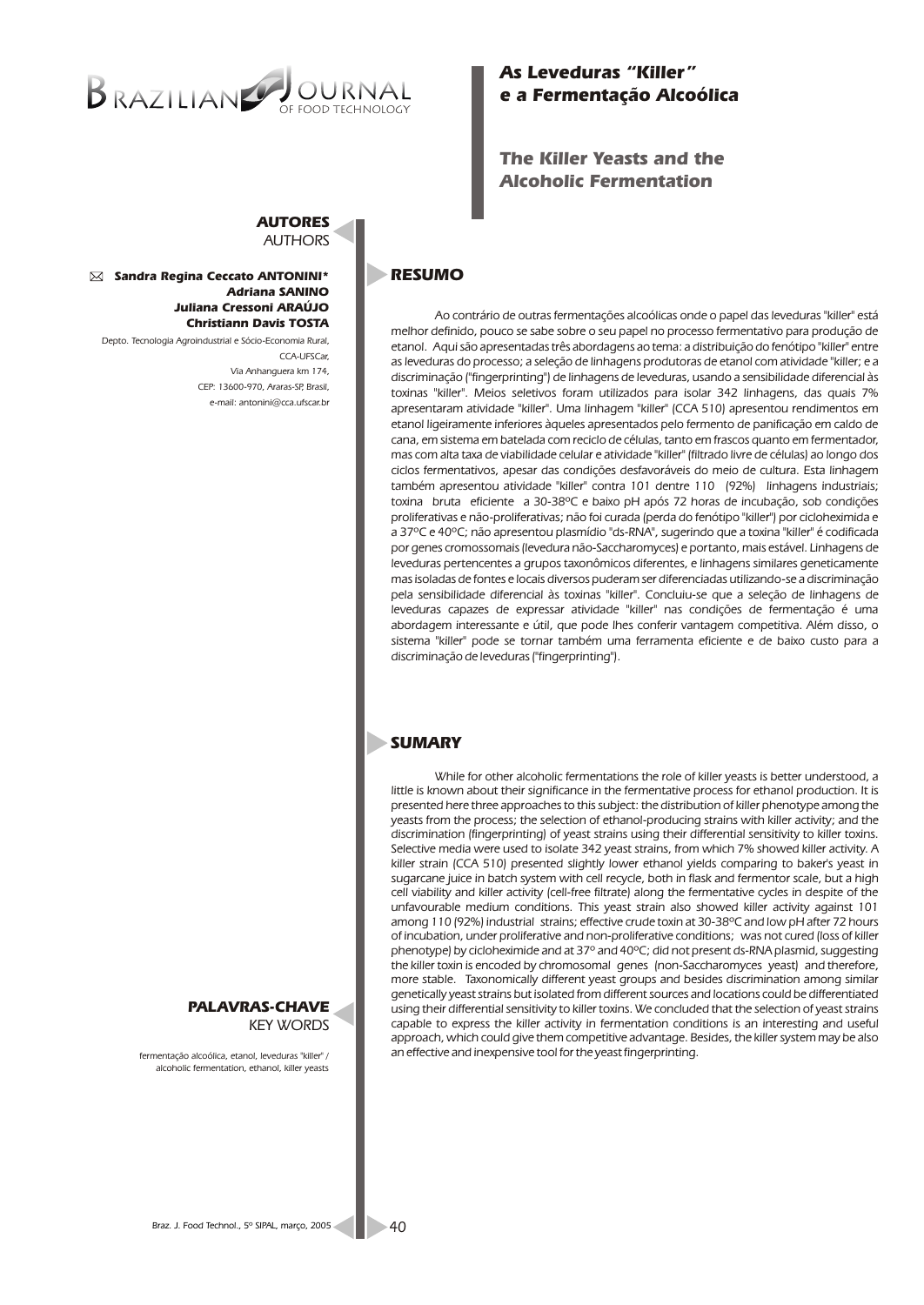# As Leveduras "Killer" e a Fermentação Alcoólica

## The Killer Yeasts and the Alcoholic Fermentation

**AUTORES**
AUTHORS

***Sandra Regina Ceccato ANTONINI\****
***Adriana SANINO***
***Juliana Cressoni ARAÚJO***
***Christiann Davis TOSTA***

Depto. Tecnologia Agroindustrial e Sócio-Economia Rural, CCA-UFSCar, Via Anhanguera km 174, CEP: 13600-970, Araras-SP, Brasil, e-mail: antonini@cca.ufscar.br

## RESUMO

Ao contrário de outras fermentações alcoólicas onde o papel das leveduras "killer" está melhor definido, pouco se sabe sobre o seu papel no processo fermentativo para produção de etanol. Aqui são apresentadas três abordagens ao tema: a distribuição do fenótipo "killer" entre as leveduras do processo; a seleção de linhagens produtoras de etanol com atividade "killer"; e a discriminação ("fingerprinting") de linhagens de leveduras, usando a sensibilidade diferencial às toxinas "killer". Meios seletivos foram utilizados para isolar 342 linhagens, das quais 7% apresentaram atividade "killer". Uma linhagem "killer" (CCA 510) apresentou rendimentos em etanol ligeiramente inferiores àqueles apresentados pelo fermento de panificação em caldo de cana, em sistema em batelada com reciclo de células, tanto em frascos quanto em fermentador, mas com alta taxa de viabilidade celular e atividade "killer" (filtrado livre de células) ao longo dos ciclos fermentativos, apesar das condições desfavoráveis do meio de cultura. Esta linhagem também apresentou atividade "killer" contra 101 dentre 110 (92%) linhagens industriais; toxina bruta eficiente a 30-38ºC e baixo pH após 72 horas de incubação, sob condições proliferativas e não-proliferativas; não foi curada (perda do fenótipo "killer") por cicloheximida e a 37ºC e 40ºC; não apresentou plasmídio "ds-RNA", sugerindo que a toxina "killer" é codificada por genes cromossomais (levedura não-Saccharomyces) e portanto, mais estável. Linhagens de leveduras pertencentes a grupos taxonômicos diferentes, e linhagens similares geneticamente mas isoladas de fontes e locais diversos puderam ser diferenciadas utilizando-se a discriminação pela sensibilidade diferencial às toxinas "killer". Concluiu-se que a seleção de linhagens de leveduras capazes de expressar atividade "killer" nas condições de fermentação é uma abordagem interessante e útil, que pode lhes conferir vantagem competitiva. Além disso, o sistema "killer" pode se tornar também uma ferramenta eficiente e de baixo custo para a discriminação de leveduras ("fingerprinting").

## SUMARY

While for other alcoholic fermentations the role of killer yeasts is better understood, a little is known about their significance in the fermentative process for ethanol production. It is presented here three approaches to this subject: the distribution of killer phenotype among the yeasts from the process; the selection of ethanol-producing strains with killer activity; and the discrimination (fingerprinting) of yeast strains using their differential sensitivity to killer toxins. Selective media were used to isolate 342 yeast strains, from which 7% showed killer activity. A killer strain (CCA 510) presented slightly lower ethanol yields comparing to baker's yeast in sugarcane juice in batch system with cell recycle, both in flask and fermentor scale, but a high cell viability and killer activity (cell-free filtrate) along the fermentative cycles in despite of the unfavourable medium conditions. This yeast strain also showed killer activity against 101 among 110 (92%) industrial strains; effective crude toxin at 30-38ºC and low pH after 72 hours of incubation, under proliferative and non-proliferative conditions; was not cured (loss of killer phenotype) by cicloheximide and at 37º and 40ºC; did not present ds-RNA plasmid, suggesting the killer toxin is encoded by chromosomal genes (non-Saccharomyces yeast) and therefore, more stable. Taxonomically different yeast groups and besides discrimination among similar genetically yeast strains but isolated from different sources and locations could be differentiated using their differential sensitivity to killer toxins. We concluded that the selection of yeast strains capable to express the killer activity in fermentation conditions is an interesting and useful approach, which could give them competitive advantage. Besides, the killer system may be also an effective and inexpensive tool for the yeast fingerprinting.

**PALAVRAS-CHAVE**
KEY WORDS

fermentação alcoólica, etanol, leveduras "killer" / alcoholic fermentation, ethanol, killer yeasts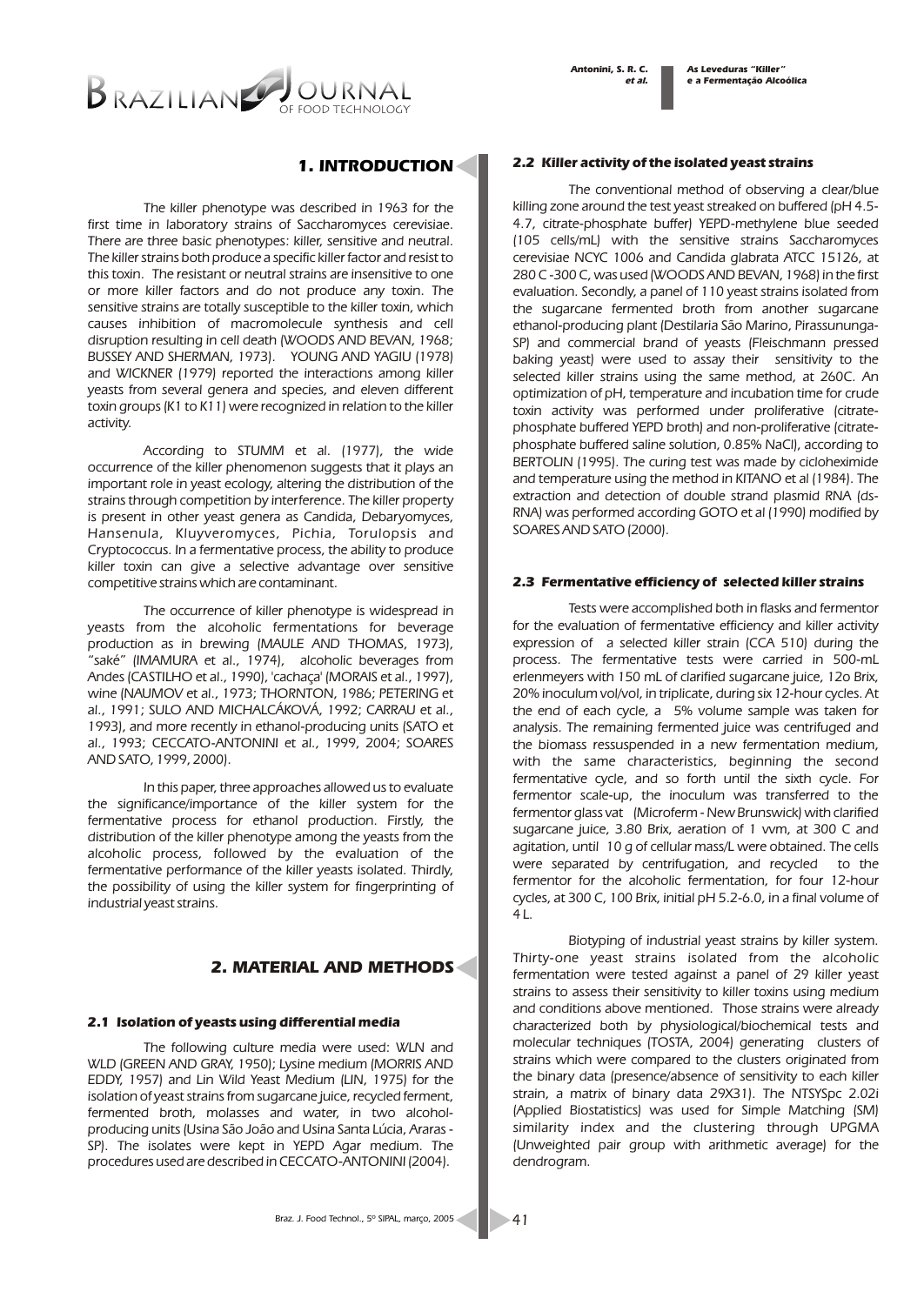## 1. INTRODUCTION

The killer phenotype was described in 1963 for the first time in laboratory strains of Saccharomyces cerevisiae. There are three basic phenotypes: killer, sensitive and neutral. The killer strains both produce a specific killer factor and resist to this toxin. The resistant or neutral strains are insensitive to one or more killer factors and do not produce any toxin. The sensitive strains are totally susceptible to the killer toxin, which causes inhibition of macromolecule synthesis and cell disruption resulting in cell death (WOODS AND BEVAN, 1968; BUSSEY AND SHERMAN, 1973). YOUNG AND YAGIU (1978) and WICKNER (1979) reported the interactions among killer yeasts from several genera and species, and eleven different toxin groups (K1 to K11) were recognized in relation to the killer activity.

According to STUMM et al. (1977), the wide occurrence of the killer phenomenon suggests that it plays an important role in yeast ecology, altering the distribution of the strains through competition by interference. The killer property is present in other yeast genera as Candida, Debaryomyces, Hansenula, Kluyveromyces, Pichia, Torulopsis and Cryptococcus. In a fermentative process, the ability to produce killer toxin can give a selective advantage over sensitive competitive strains which are contaminant.

The occurrence of killer phenotype is widespread in yeasts from the alcoholic fermentations for beverage production as in brewing (MAULE AND THOMAS, 1973), "saké" (IMAMURA et al., 1974), alcoholic beverages from Andes (CASTILHO et al., 1990), 'cachaça' (MORAIS et al., 1997), wine (NAUMOV et al., 1973; THORNTON, 1986; PETERING et al., 1991; SULO AND MICHALCÁKOVÁ, 1992; CARRAU et al., 1993), and more recently in ethanol-producing units (SATO et al., 1993; CECCATO-ANTONINI et al., 1999, 2004; SOARES AND SATO, 1999, 2000).

In this paper, three approaches allowed us to evaluate the significance/importance of the killer system for the fermentative process for ethanol production. Firstly, the distribution of the killer phenotype among the yeasts from the alcoholic process, followed by the evaluation of the fermentative performance of the killer yeasts isolated. Thirdly, the possibility of using the killer system for fingerprinting of industrial yeast strains.

## 2. MATERIAL AND METHODS

### 2.1 Isolation of yeasts using differential media

The following culture media were used: WLN and WLD (GREEN AND GRAY, 1950); Lysine medium (MORRIS AND EDDY, 1957) and Lin Wild Yeast Medium (LIN, 1975) for the isolation of yeast strains from sugarcane juice, recycled ferment, fermented broth, molasses and water, in two alcohol-producing units (Usina São João and Usina Santa Lúcia, Araras - SP). The isolates were kept in YEPD Agar medium. The procedures used are described in CECCATO-ANTONINI (2004).

### 2.2 Killer activity of the isolated yeast strains

The conventional method of observing a clear/blue killing zone around the test yeast streaked on buffered (pH 4.5-4.7, citrate-phosphate buffer) YEPD-methylene blue seeded (105 cells/mL) with the sensitive strains Saccharomyces cerevisiae NCYC 1006 and Candida glabrata ATCC 15126, at 280 C -300 C, was used (WOODS AND BEVAN, 1968) in the first evaluation. Secondly, a panel of 110 yeast strains isolated from the sugarcane fermented broth from another sugarcane ethanol-producing plant (Destilaria São Marino, Pirassununga-SP) and commercial brand of yeasts (Fleischmann pressed baking yeast) were used to assay their sensitivity to the selected killer strains using the same method, at 260C. An optimization of pH, temperature and incubation time for crude toxin activity was performed under proliferative (citrate-phosphate buffered YEPD broth) and non-proliferative (citrate-phosphate buffered saline solution, 0.85% NaCl), according to BERTOLIN (1995). The curing test was made by cicloheximide and temperature using the method in KITANO et al (1984). The extraction and detection of double strand plasmid RNA (ds-RNA) was performed according GOTO et al (1990) modified by SOARES AND SATO (2000).

### 2.3 Fermentative efficiency of selected killer strains

Tests were accomplished both in flasks and fermentor for the evaluation of fermentative efficiency and killer activity expression of a selected killer strain (CCA 510) during the process. The fermentative tests were carried in 500-mL erlenmeyers with 150 mL of clarified sugarcane juice, 12o Brix, 20% inoculum vol/vol, in triplicate, during six 12-hour cycles. At the end of each cycle, a 5% volume sample was taken for analysis. The remaining fermented juice was centrifuged and the biomass ressuspended in a new fermentation medium, with the same characteristics, beginning the second fermentative cycle, and so forth until the sixth cycle. For fermentor scale-up, the inoculum was transferred to the fermentor glass vat (Microferm - New Brunswick) with clarified sugarcane juice, 3.80 Brix, aeration of 1 vvm, at 300 C and agitation, until 10 g of cellular mass/L were obtained. The cells were separated by centrifugation, and recycled to the fermentor for the alcoholic fermentation, for four 12-hour cycles, at 300 C, 100 Brix, initial pH 5.2-6.0, in a final volume of 4 L.

Biotyping of industrial yeast strains by killer system. Thirty-one yeast strains isolated from the alcoholic fermentation were tested against a panel of 29 killer yeast strains to assess their sensitivity to killer toxins using medium and conditions above mentioned. Those strains were already characterized both by physiological/biochemical tests and molecular techniques (TOSTA, 2004) generating clusters of strains which were compared to the clusters originated from the binary data (presence/absence of sensitivity to each killer strain, a matrix of binary data 29X31). The NTSYSpc 2.02i (Applied Biostatistics) was used for Simple Matching (SM) similarity index and the clustering through UPGMA (Unweighted pair group with arithmetic average) for the dendrogram.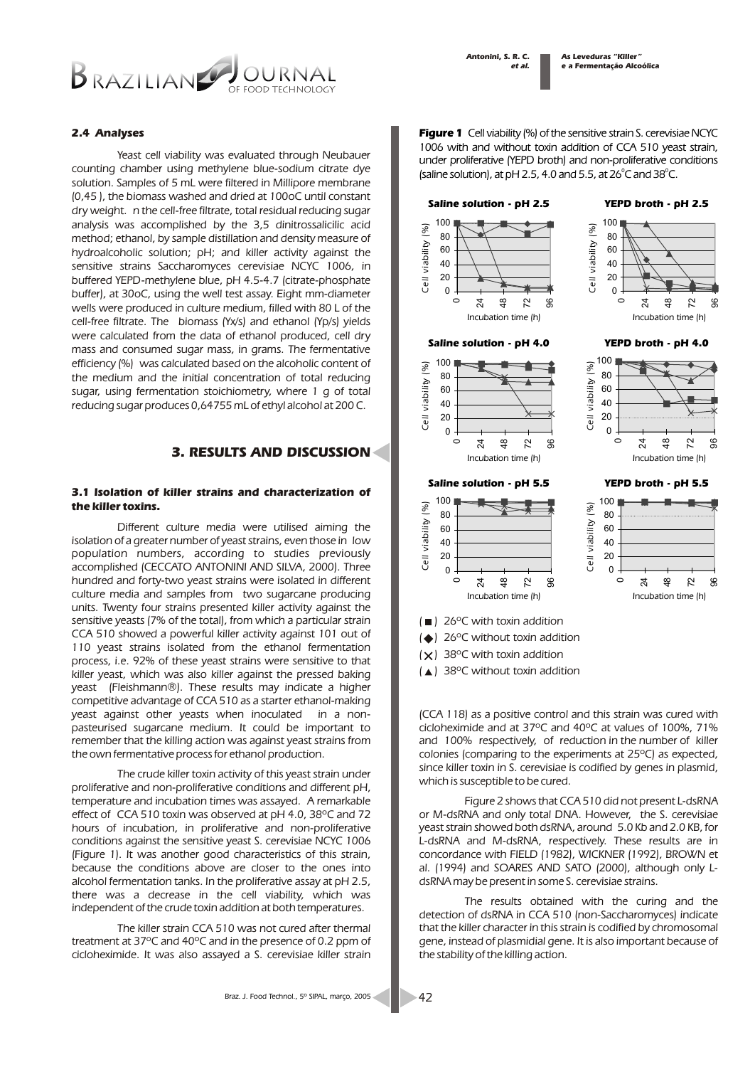#### 2.4 Analyses

Yeast cell viability was evaluated through Neubauer counting chamber using methylene blue-sodium citrate dye solution. Samples of 5 mL were filtered in Millipore membrane (0,45 ), the biomass washed and dried at 100oC until constant dry weight. n the cell-free filtrate, total residual reducing sugar analysis was accomplished by the 3,5 dinitrossalicilic acid method; ethanol, by sample distillation and density measure of hydroalcoholic solution; pH; and killer activity against the sensitive strains Saccharomyces cerevisiae NCYC 1006, in buffered YEPD-methylene blue, pH 4.5-4.7 (citrate-phosphate buffer), at 30oC, using the well test assay. Eight mm-diameter wells were produced in culture medium, filled with 80 L of the cell-free filtrate. The biomass (Yx/s) and ethanol (Yp/s) yields were calculated from the data of ethanol produced, cell dry mass and consumed sugar mass, in grams. The fermentative efficiency (%) was calculated based on the alcoholic content of the medium and the initial concentration of total reducing sugar, using fermentation stoichiometry, where 1 g of total reducing sugar produces 0,64755 mL of ethyl alcohol at 200 C.

## 3. RESULTS AND DISCUSSION

### 3.1 Isolation of killer strains and characterization of the killer toxins.

Different culture media were utilised aiming the isolation of a greater number of yeast strains, even those in low population numbers, according to studies previously accomplished (CECCATO ANTONINI AND SILVA, 2000). Three hundred and forty-two yeast strains were isolated in different culture media and samples from two sugarcane producing units. Twenty four strains presented killer activity against the sensitive yeasts (7% of the total), from which a particular strain CCA 510 showed a powerful killer activity against 101 out of 110 yeast strains isolated from the ethanol fermentation process, i.e. 92% of these yeast strains were sensitive to that killer yeast, which was also killer against the pressed baking yeast (Fleishmann®). These results may indicate a higher competitive advantage of CCA 510 as a starter ethanol-making yeast against other yeasts when inoculated in a non-pasteurised sugarcane medium. It could be important to remember that the killing action was against yeast strains from the own fermentative process for ethanol production.

The crude killer toxin activity of this yeast strain under proliferative and non-proliferative conditions and different pH, temperature and incubation times was assayed. A remarkable effect of CCA 510 toxin was observed at pH 4.0, 38ºC and 72 hours of incubation, in proliferative and non-proliferative conditions against the sensitive yeast S. cerevisiae NCYC 1006 (Figure 1). It was another good characteristics of this strain, because the conditions above are closer to the ones into alcohol fermentation tanks. In the proliferative assay at pH 2.5, there was a decrease in the cell viability, which was independent of the crude toxin addition at both temperatures.

The killer strain CCA 510 was not cured after thermal treatment at 37ºC and 40ºC and in the presence of 0.2 ppm of cicloheximide. It was also assayed a S. cerevisiae killer strain (CCA 118) as a positive control and this strain was cured with cicloheximide and at 37ºC and 40ºC at values of 100%, 71% and 100% respectively, of reduction in the number of killer colonies (comparing to the experiments at 25ºC) as expected, since killer toxin in S. cerevisiae is codified by genes in plasmid, which is susceptible to be cured.

Figure 2 shows that CCA 510 did not present L-dsRNA or M-dsRNA and only total DNA. However, the S. cerevisiae yeast strain showed both dsRNA, around 5.0 Kb and 2.0 KB, for L-dsRNA and M-dsRNA, respectively. These results are in concordance with FIELD (1982), WICKNER (1992), BROWN et al. (1994) and SOARES AND SATO (2000), although only L-dsRNA may be present in some S. cerevisiae strains.

The results obtained with the curing and the detection of dsRNA in CCA 510 (non-Saccharomyces) indicate that the killer character in this strain is codified by chromosomal gene, instead of plasmidial gene. It is also important because of the stability of the killing action.

**Figure 1** Cell viability (%) of the sensitive strain S. cerevisiae NCYC 1006 with and without toxin addition of CCA 510 yeast strain, under proliferative (YEPD broth) and non-proliferative conditions (saline solution), at pH 2.5, 4.0 and 5.5, at 26°C and 38°C.

Panels: Saline solution - pH 2.5; YEPD broth - pH 2.5; Saline solution - pH 4.0; YEPD broth - pH 4.0; Saline solution - pH 5.5; YEPD broth - pH 5.5. Axes: Cell viability (%) vs. Incubation time (h).

(■) 26ºC with toxin addition
(◆) 26ºC without toxin addition
(✕) 38ºC with toxin addition
(▲) 38ºC without toxin addition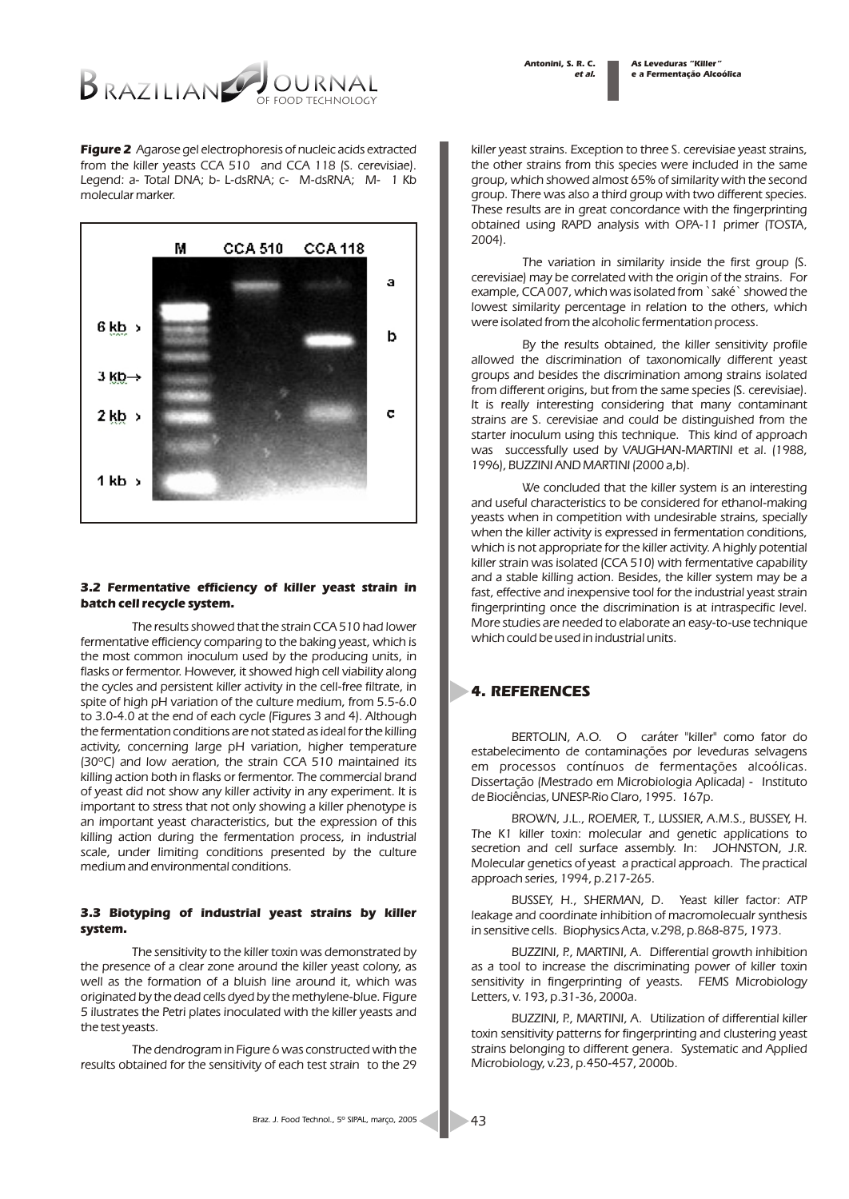**Figure 2** Agarose gel electrophoresis of nucleic acids extracted from the killer yeasts CCA 510 and CCA 118 (S. cerevisiae). Legend: a- Total DNA; b- L-dsRNA; c- M-dsRNA; M- 1 Kb molecular marker.

### 3.2 Fermentative efficiency of *killer* yeast strain in batch cell recycle system.

The results showed that the strain CCA 510 had lower fermentative efficiency comparing to the baking yeast, which is the most common inoculum used by the producing units, in flasks or fermentor. However, it showed high cell viability along the cycles and persistent killer activity in the cell-free filtrate, in spite of high pH variation of the culture medium, from 5.5-6.0 to 3.0-4.0 at the end of each cycle (Figures 3 and 4). Although the fermentation conditions are not stated as ideal for the killing activity, concerning large pH variation, higher temperature (30ºC) and low aeration, the strain CCA 510 maintained its killing action both in flasks or fermentor. The commercial brand of yeast did not show any killer activity in any experiment. It is important to stress that not only showing a killer phenotype is an important yeast characteristics, but the expression of this killing action during the fermentation process, in industrial scale, under limiting conditions presented by the culture medium and environmental conditions.

### 3.3 Biotyping of industrial yeast strains by *killer* system.

The sensitivity to the killer toxin was demonstrated by the presence of a clear zone around the killer yeast colony, as well as the formation of a bluish line around it, which was originated by the dead cells dyed by the methylene-blue. Figure 5 ilustrates the Petri plates inoculated with the killer yeasts and the test yeasts.

The dendrogram in Figure 6 was constructed with the results obtained for the sensitivity of each test strain to the 29 killer yeast strains. Exception to three S. cerevisiae yeast strains, the other strains from this species were included in the same group, which showed almost 65% of similarity with the second group. There was also a third group with two different species. These results are in great concordance with the fingerprinting obtained using RAPD analysis with OPA-11 primer (TOSTA, 2004).

The variation in similarity inside the first group (S. cerevisiae) may be correlated with the origin of the strains. For example, CCA 007, which was isolated from `saké` showed the lowest similarity percentage in relation to the others, which were isolated from the alcoholic fermentation process.

By the results obtained, the killer sensitivity profile allowed the discrimination of taxonomically different yeast groups and besides the discrimination among strains isolated from different origins, but from the same species (S. cerevisiae). It is really interesting considering that many contaminant strains are S. cerevisiae and could be distinguished from the starter inoculum using this technique. This kind of approach was successfully used by VAUGHAN-MARTINI et al. (1988, 1996), BUZZINI AND MARTINI (2000 a,b).

We concluded that the killer system is an interesting and useful characteristics to be considered for ethanol-making yeasts when in competition with undesirable strains, specially when the killer activity is expressed in fermentation conditions, which is not appropriate for the killer activity. A highly potential killer strain was isolated (CCA 510) with fermentative capability and a stable killing action. Besides, the killer system may be a fast, effective and inexpensive tool for the industrial yeast strain fingerprinting once the discrimination is at intraspecific level. More studies are needed to elaborate an easy-to-use technique which could be used in industrial units.

## 4. REFERENCES

BERTOLIN, A.O. O caráter "killer" como fator do estabelecimento de contaminações por leveduras selvagens em processos contínuos de fermentações alcoólicas. Dissertação (Mestrado em Microbiologia Aplicada) - Instituto de Biociências, UNESP-Rio Claro, 1995. 167p.

BROWN, J.L., ROEMER, T., LUSSIER, A.M.S., BUSSEY, H. The K1 killer toxin: molecular and genetic applications to secretion and cell surface assembly. In: JOHNSTON, J.R. Molecular genetics of yeast a practical approach. The practical approach series, 1994, p.217-265.

BUSSEY, H., SHERMAN, D. Yeast killer factor: ATP leakage and coordinate inhibition of macromolecualr synthesis in sensitive cells. Biophysics Acta, v.298, p.868-875, 1973.

BUZZINI, P., MARTINI, A. Differential growth inhibition as a tool to increase the discriminating power of killer toxin sensitivity in fingerprinting of yeasts. FEMS Microbiology Letters, v. 193, p.31-36, 2000a.

BUZZINI, P., MARTINI, A. Utilization of differential killer toxin sensitivity patterns for fingerprinting and clustering yeast strains belonging to different genera. Systematic and Applied Microbiology, v.23, p.450-457, 2000b.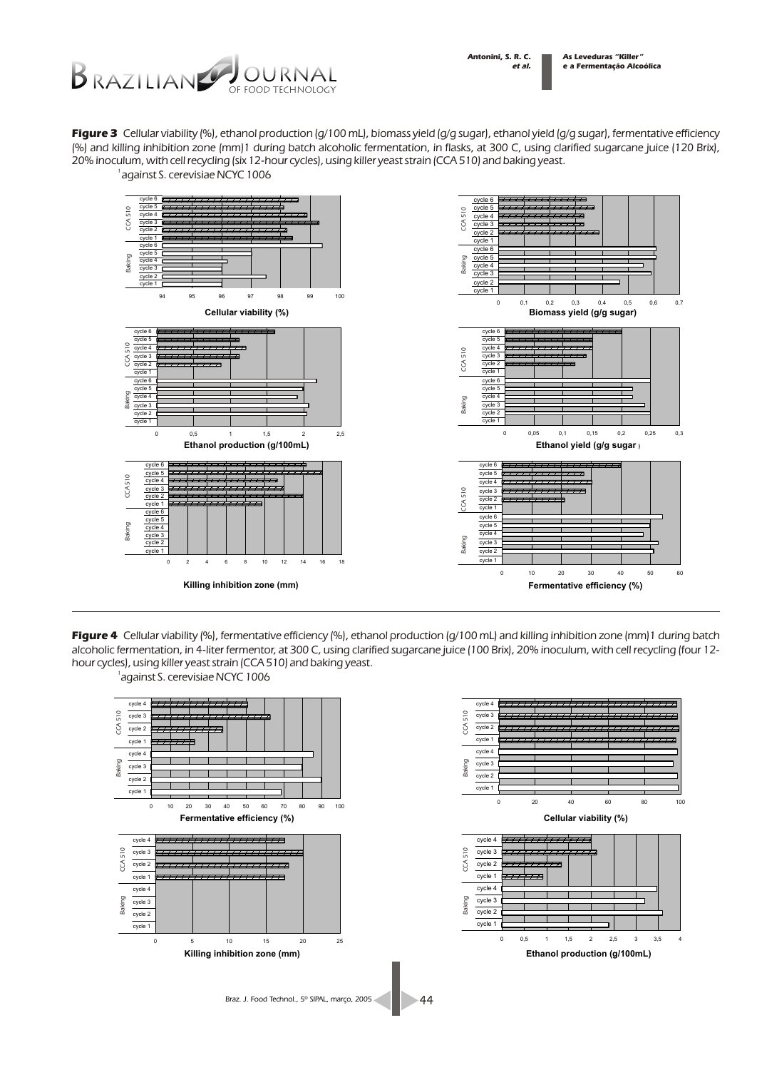**Figure 3** Cellular viability (%), ethanol production (g/100 mL), biomass yield (g/g sugar), ethanol yield (g/g sugar), fermentative efficiency (%) and killing inhibition zone (mm)1 during batch alcoholic fermentation, in flasks, at 300 C, using clarified sugarcane juice (120 Brix), 20% inoculum, with cell recycling (six 12-hour cycles), using killer yeast strain (CCA 510) and baking yeast.

[1] against S. cerevisiae NCYC 1006

**Figure 4** Cellular viability (%), fermentative efficiency (%), ethanol production (g/100 mL) and killing inhibition zone (mm)1 during batch alcoholic fermentation, in 4-liter fermentor, at 300 C, using clarified sugarcane juice (100 Brix), 20% inoculum, with cell recycling (four 12-hour cycles), using killer yeast strain (CCA 510) and baking yeast.

[1] against S. cerevisiae NCYC 1006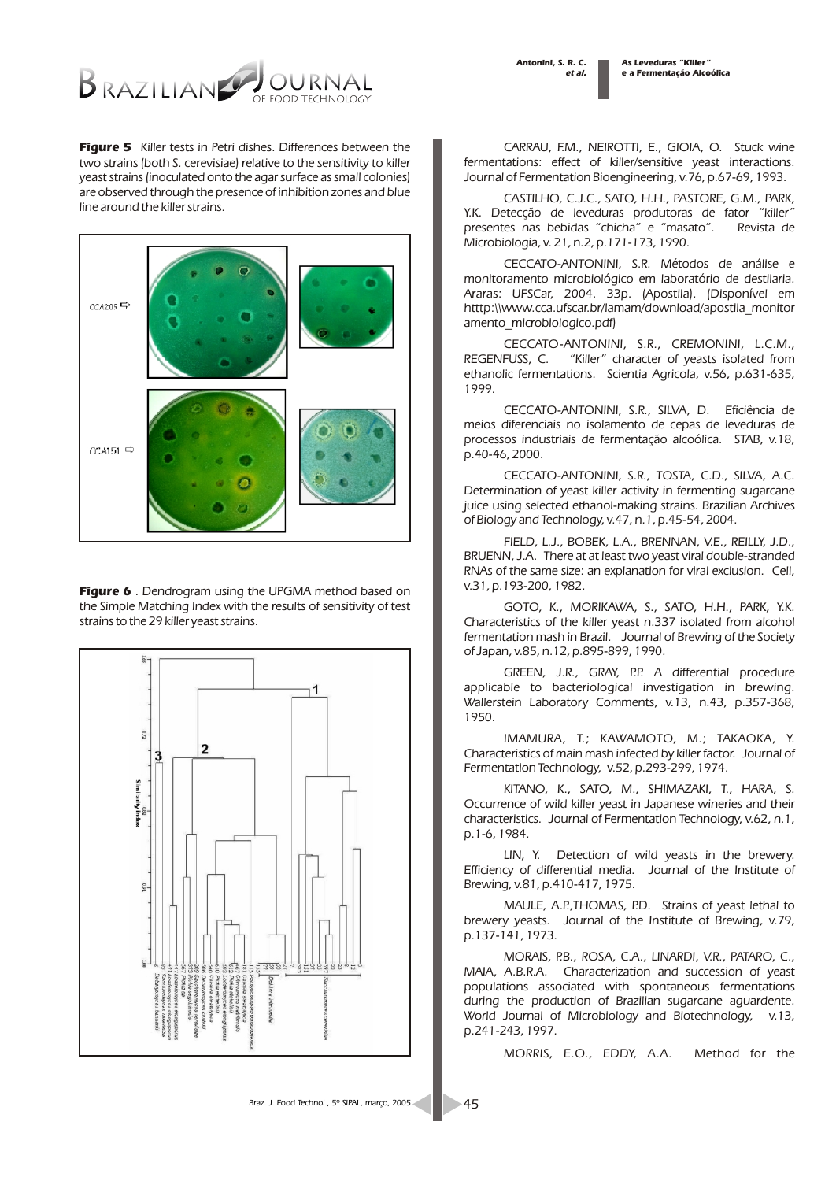**Figure 5** Killer tests in Petri dishes. Differences between the two strains (both S. cerevisiae) relative to the sensitivity to killer yeast strains (inoculated onto the agar surface as small colonies) are observed through the presence of inhibition zones and blue line around the killer strains.

**Figure 6** . Dendrogram using the UPGMA method based on the Simple Matching Index with the results of sensitivity of test strains to the 29 killer yeast strains.

CARRAU, F.M., NEIROTTI, E., GIOIA, O. Stuck wine fermentations: effect of killer/sensitive yeast interactions. Journal of Fermentation Bioengineering, v.76, p.67-69, 1993.

CASTILHO, C.J.C., SATO, H.H., PASTORE, G.M., PARK, Y.K. Detecção de leveduras produtoras de fator "killer" presentes nas bebidas "chicha" e "masato". Revista de Microbiologia, v. 21, n.2, p.171-173, 1990.

CECCATO-ANTONINI, S.R. Métodos de análise e monitoramento microbiológico em laboratório de destilaria. Araras: UFSCar, 2004. 33p. (Apostila). (Disponível em htttp:\\www.cca.ufscar.br/lamam/download/apostila_monitoramento_microbiologico.pdf)

CECCATO-ANTONINI, S.R., CREMONINI, L.C.M., REGENFUSS, C. "Killer" character of yeasts isolated from ethanolic fermentations. Scientia Agricola, v.56, p.631-635, 1999.

CECCATO-ANTONINI, S.R., SILVA, D. Eficiência de meios diferenciais no isolamento de cepas de leveduras de processos industriais de fermentação alcoólica. STAB, v.18, p.40-46, 2000.

CECCATO-ANTONINI, S.R., TOSTA, C.D., SILVA, A.C. Determination of yeast killer activity in fermenting sugarcane juice using selected ethanol-making strains. Brazilian Archives of Biology and Technology, v.47, n.1, p.45-54, 2004.

FIELD, L.J., BOBEK, L.A., BRENNAN, V.E., REILLY, J.D., BRUENN, J.A. There at at least two yeast viral double-stranded RNAs of the same size: an explanation for viral exclusion. Cell, v.31, p.193-200, 1982.

GOTO, K., MORIKAWA, S., SATO, H.H., PARK, Y.K. Characteristics of the killer yeast n.337 isolated from alcohol fermentation mash in Brazil. Journal of Brewing of the Society of Japan, v.85, n.12, p.895-899, 1990.

GREEN, J.R., GRAY, P.P. A differential procedure applicable to bacteriological investigation in brewing. Wallerstein Laboratory Comments, v.13, n.43, p.357-368, 1950.

IMAMURA, T.; KAWAMOTO, M.; TAKAOKA, Y. Characteristics of main mash infected by killer factor. Journal of Fermentation Technology, v.52, p.293-299, 1974.

KITANO, K., SATO, M., SHIMAZAKI, T., HARA, S. Occurrence of wild killer yeast in Japanese wineries and their characteristics. Journal of Fermentation Technology, v.62, n.1, p.1-6, 1984.

LIN, Y. Detection of wild yeasts in the brewery. Efficiency of differential media. Journal of the Institute of Brewing, v.81, p.410-417, 1975.

MAULE, A.P.,THOMAS, P.D. Strains of yeast lethal to brewery yeasts. Journal of the Institute of Brewing, v.79, p.137-141, 1973.

MORAIS, P.B., ROSA, C.A., LINARDI, V.R., PATARO, C., MAIA, A.B.R.A. Characterization and succession of yeast populations associated with spontaneous fermentations during the production of Brazilian sugarcane aguardente. World Journal of Microbiology and Biotechnology, v.13, p.241-243, 1997.

MORRIS, E.O., EDDY, A.A. Method for the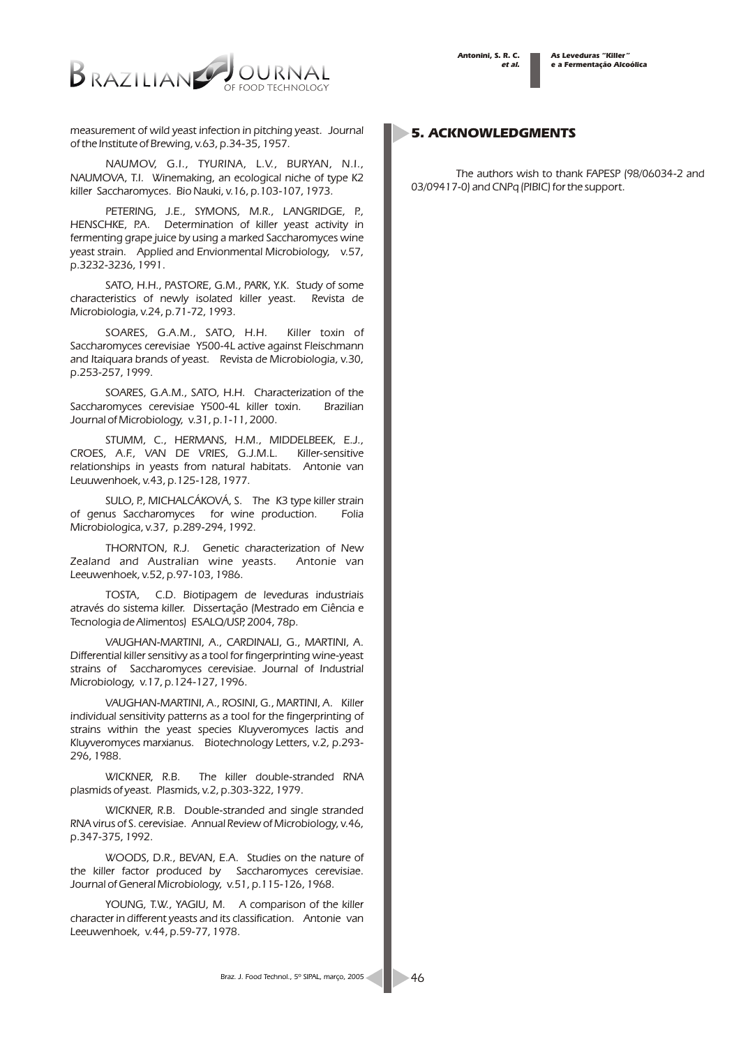measurement of wild yeast infection in pitching yeast. Journal of the Institute of Brewing, v.63, p.34-35, 1957.

NAUMOV, G.I., TYURINA, L.V., BURYAN, N.I., NAUMOVA, T.I. Winemaking, an ecological niche of type K2 killer Saccharomyces. Bio Nauki, v.16, p.103-107, 1973.

PETERING, J.E., SYMONS, M.R., LANGRIDGE, P., HENSCHKE, P.A. Determination of killer yeast activity in fermenting grape juice by using a marked Saccharomyces wine yeast strain. Applied and Envionmental Microbiology, v.57, p.3232-3236, 1991.

SATO, H.H., PASTORE, G.M., PARK, Y.K. Study of some characteristics of newly isolated killer yeast. Revista de Microbiologia, v.24, p.71-72, 1993.

SOARES, G.A.M., SATO, H.H. Killer toxin of Saccharomyces cerevisiae Y500-4L active against Fleischmann and Itaiquara brands of yeast. Revista de Microbiologia, v.30, p.253-257, 1999.

SOARES, G.A.M., SATO, H.H. Characterization of the Saccharomyces cerevisiae Y500-4L killer toxin. Brazilian Journal of Microbiology, v.31, p.1-11, 2000.

STUMM, C., HERMANS, H.M., MIDDELBEEK, E.J., CROES, A.F., VAN DE VRIES, G.J.M.L. Killer-sensitive relationships in yeasts from natural habitats. Antonie van Leuuwenhoek, v.43, p.125-128, 1977.

SULO, P., MICHALCÁKOVÁ, S. The K3 type killer strain of genus Saccharomyces for wine production. Folia Microbiologica, v.37, p.289-294, 1992.

THORNTON, R.J. Genetic characterization of New Zealand and Australian wine yeasts. Antonie van Leeuwenhoek, v.52, p.97-103, 1986.

TOSTA, C.D. Biotipagem de leveduras industriais através do sistema killer. Dissertação (Mestrado em Ciência e Tecnologia de Alimentos) ESALQ/USP, 2004, 78p.

VAUGHAN-MARTINI, A., CARDINALI, G., MARTINI, A. Differential killer sensitivy as a tool for fingerprinting wine-yeast strains of Saccharomyces cerevisiae. Journal of Industrial Microbiology, v.17, p.124-127, 1996.

VAUGHAN-MARTINI, A., ROSINI, G., MARTINI, A. Killer individual sensitivity patterns as a tool for the fingerprinting of strains within the yeast species Kluyveromyces lactis and Kluyveromyces marxianus. Biotechnology Letters, v.2, p.293-296, 1988.

WICKNER, R.B. The killer double-stranded RNA plasmids of yeast. Plasmids, v.2, p.303-322, 1979.

WICKNER, R.B. Double-stranded and single stranded RNA virus of S. cerevisiae. Annual Review of Microbiology, v.46, p.347-375, 1992.

WOODS, D.R., BEVAN, E.A. Studies on the nature of the killer factor produced by Saccharomyces cerevisiae. Journal of General Microbiology, v.51, p.115-126, 1968.

YOUNG, T.W., YAGIU, M. A comparison of the killer character in different yeasts and its classification. Antonie van Leeuwenhoek, v.44, p.59-77, 1978.

## 5. ACKNOWLEDGMENTS

The authors wish to thank FAPESP (98/06034-2 and 03/09417-0) and CNPq (PIBIC) for the support.